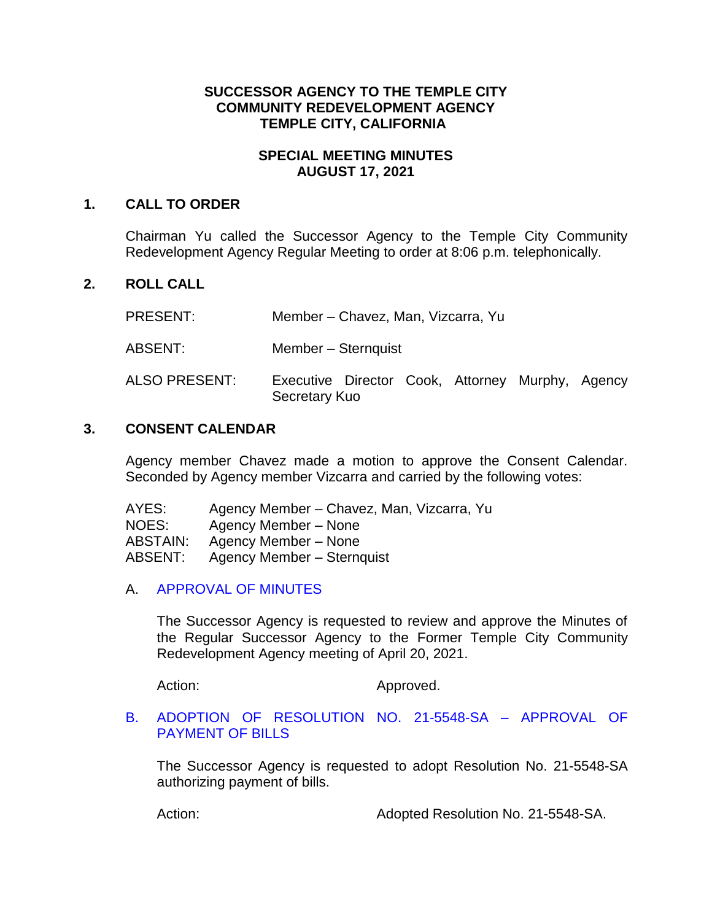**SUCCESSOR AGENCY TO THE TEMPLE CITY COMMUNITY REDEVELOPMENT AGENCY TEMPLE CITY, CALIFORNIA**

**SPECIAL MEETING MINUTES AUGUST 17, 2021**

## 1. CALL TO ORDER

Chairman Yu called the Successor Agency to the Temple City Community Redevelopment Agency Regular Meeting to order at 8:06 p.m. telephonically.

## 2. ROLL CALL

PRESENT: Member – Chavez, Man, Vizcarra, Yu

ABSENT: Member – Sternquist

ALSO PRESENT: Executive Director Cook, Attorney Murphy, Agency Secretary Kuo

## 3. CONSENT CALENDAR

Agency member Chavez made a motion to approve the Consent Calendar. Seconded by Agency member Vizcarra and carried by the following votes:

AYES: Agency Member – Chavez, Man, Vizcarra, Yu
NOES: Agency Member – None
ABSTAIN: Agency Member – None
ABSENT: Agency Member – Sternquist

A. APPROVAL OF MINUTES

The Successor Agency is requested to review and approve the Minutes of the Regular Successor Agency to the Former Temple City Community Redevelopment Agency meeting of April 20, 2021.

Action: Approved.

B. ADOPTION OF RESOLUTION NO. 21-5548-SA – APPROVAL OF PAYMENT OF BILLS

The Successor Agency is requested to adopt Resolution No. 21-5548-SA authorizing payment of bills.

Action: Adopted Resolution No. 21-5548-SA.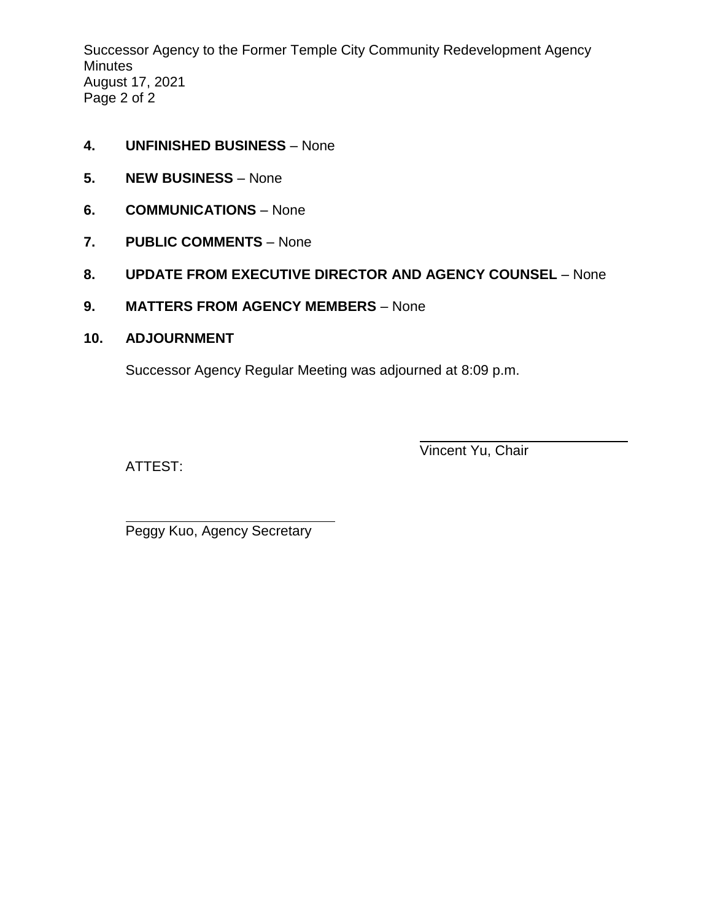**4. UNFINISHED BUSINESS** – None

**5. NEW BUSINESS** – None

**6. COMMUNICATIONS** – None

**7. PUBLIC COMMENTS** – None

**8. UPDATE FROM EXECUTIVE DIRECTOR AND AGENCY COUNSEL** – None

**9. MATTERS FROM AGENCY MEMBERS** – None

**10. ADJOURNMENT**

Successor Agency Regular Meeting was adjourned at 8:09 p.m.

\_\_\_\_\_\_\_\_\_\_\_\_\_\_\_\_\_\_\_\_\_\_\_\_\_\_\_\_

Vincent Yu, Chair

ATTEST:

\_\_\_\_\_\_\_\_\_\_\_\_\_\_\_\_\_\_\_\_\_\_\_\_\_\_\_\_

Peggy Kuo, Agency Secretary